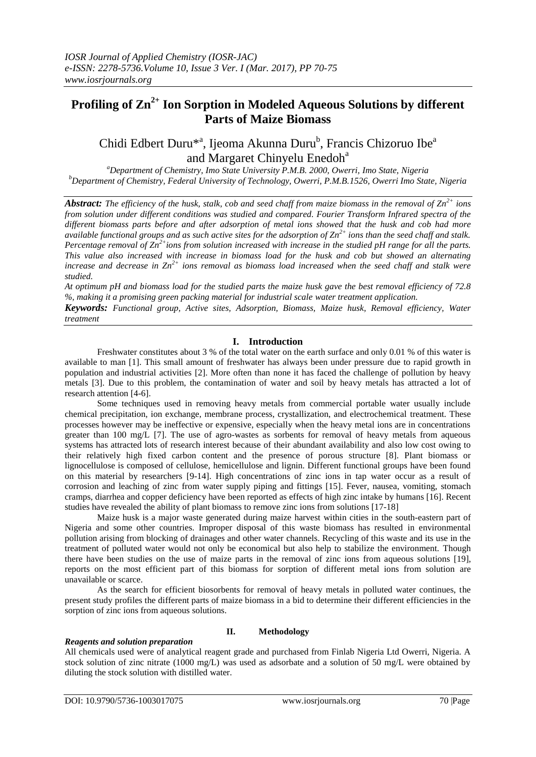# Profiling of $Zn^{2+}$ Ion Sorption in Modeled Aqueous Solutions by different Parts of Maize Biomass

Chidi Edbert Duru*[a], Ijeoma Akunna Duru[b], Francis Chizoruo Ibe[a] and Margaret Chinyelu Enedoh[a]

[a]Department of Chemistry, Imo State University P.M.B. 2000, Owerri, Imo State, Nigeria
[b]Department of Chemistry, Federal University of Technology, Owerri, P.M.B.1526, Owerri Imo State, Nigeria

***Abstract:*** *The efficiency of the husk, stalk, cob and seed chaff from maize biomass in the removal of $Zn^{2+}$ ions from solution under different conditions was studied and compared. Fourier Transform Infrared spectra of the different biomass parts before and after adsorption of metal ions showed that the husk and cob had more available functional groups and as such active sites for the adsorption of $Zn^{2+}$ ions than the seed chaff and stalk. Percentage removal of $Zn^{2+}$ions from solution increased with increase in the studied pH range for all the parts. This value also increased with increase in biomass load for the husk and cob but showed an alternating increase and decrease in $Zn^{2+}$ ions removal as biomass load increased when the seed chaff and stalk were studied.*

*At optimum pH and biomass load for the studied parts the maize husk gave the best removal efficiency of 72.8 %, making it a promising green packing material for industrial scale water treatment application.*

***Keywords:*** *Functional group, Active sites, Adsorption, Biomass, Maize husk, Removal efficiency, Water treatment*

## I. Introduction

Freshwater constitutes about 3 % of the total water on the earth surface and only 0.01 % of this water is available to man [1]. This small amount of freshwater has always been under pressure due to rapid growth in population and industrial activities [2]. More often than none it has faced the challenge of pollution by heavy metals [3]. Due to this problem, the contamination of water and soil by heavy metals has attracted a lot of research attention [4-6].

Some techniques used in removing heavy metals from commercial portable water usually include chemical precipitation, ion exchange, membrane process, crystallization, and electrochemical treatment. These processes however may be ineffective or expensive, especially when the heavy metal ions are in concentrations greater than 100 mg/L [7]. The use of agro-wastes as sorbents for removal of heavy metals from aqueous systems has attracted lots of research interest because of their abundant availability and also low cost owing to their relatively high fixed carbon content and the presence of porous structure [8]. Plant biomass or lignocellulose is composed of cellulose, hemicellulose and lignin. Different functional groups have been found on this material by researchers [9-14]. High concentrations of zinc ions in tap water occur as a result of corrosion and leaching of zinc from water supply piping and fittings [15]. Fever, nausea, vomiting, stomach cramps, diarrhea and copper deficiency have been reported as effects of high zinc intake by humans [16]. Recent studies have revealed the ability of plant biomass to remove zinc ions from solutions [17-18]

Maize husk is a major waste generated during maize harvest within cities in the south-eastern part of Nigeria and some other countries. Improper disposal of this waste biomass has resulted in environmental pollution arising from blocking of drainages and other water channels. Recycling of this waste and its use in the treatment of polluted water would not only be economical but also help to stabilize the environment. Though there have been studies on the use of maize parts in the removal of zinc ions from aqueous solutions [19], reports on the most efficient part of this biomass for sorption of different metal ions from solution are unavailable or scarce.

As the search for efficient biosorbents for removal of heavy metals in polluted water continues, the present study profiles the different parts of maize biomass in a bid to determine their different efficiencies in the sorption of zinc ions from aqueous solutions.

## II. Methodology

### *Reagents and solution preparation*

All chemicals used were of analytical reagent grade and purchased from Finlab Nigeria Ltd Owerri, Nigeria. A stock solution of zinc nitrate (1000 mg/L) was used as adsorbate and a solution of 50 mg/L were obtained by diluting the stock solution with distilled water.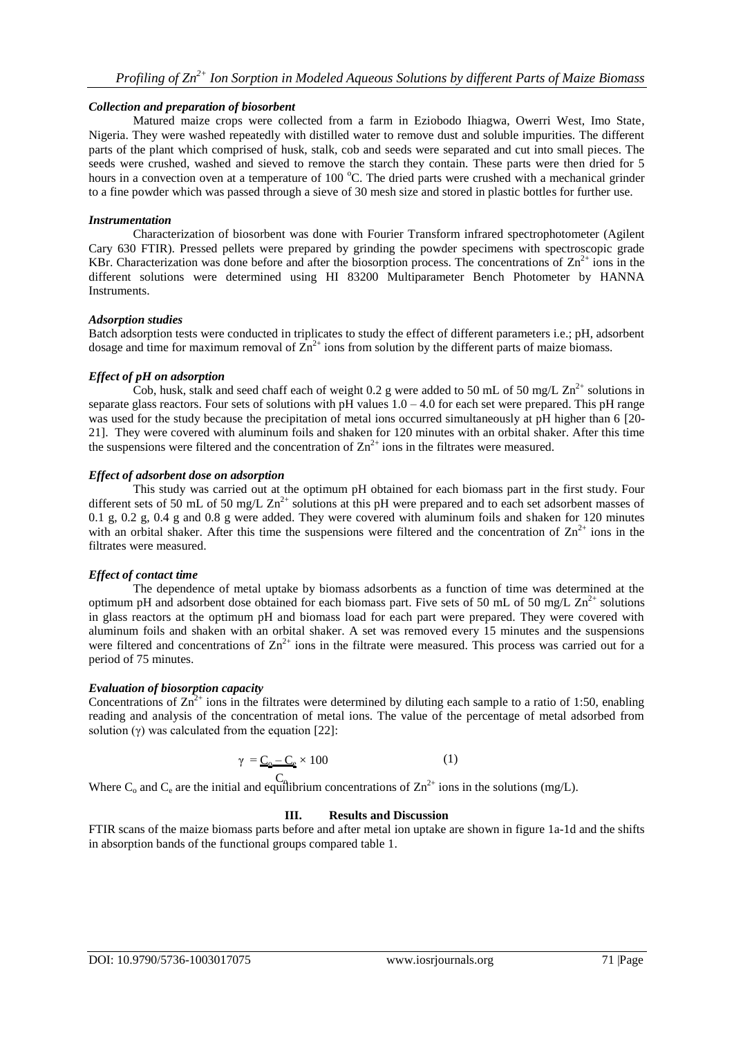### *Collection and preparation of biosorbent*

Matured maize crops were collected from a farm in Eziobodo Ihiagwa, Owerri West, Imo State, Nigeria. They were washed repeatedly with distilled water to remove dust and soluble impurities. The different parts of the plant which comprised of husk, stalk, cob and seeds were separated and cut into small pieces. The seeds were crushed, washed and sieved to remove the starch they contain. These parts were then dried for 5 hours in a convection oven at a temperature of 100 $^{o}$C. The dried parts were crushed with a mechanical grinder to a fine powder which was passed through a sieve of 30 mesh size and stored in plastic bottles for further use.

### *Instrumentation*

Characterization of biosorbent was done with Fourier Transform infrared spectrophotometer (Agilent Cary 630 FTIR). Pressed pellets were prepared by grinding the powder specimens with spectroscopic grade KBr. Characterization was done before and after the biosorption process. The concentrations of $Zn^{2+}$ ions in the different solutions were determined using HI 83200 Multiparameter Bench Photometer by HANNA Instruments.

### *Adsorption studies*

Batch adsorption tests were conducted in triplicates to study the effect of different parameters i.e.; pH, adsorbent dosage and time for maximum removal of $Zn^{2+}$ ions from solution by the different parts of maize biomass.

### *Effect of pH on adsorption*

Cob, husk, stalk and seed chaff each of weight 0.2 g were added to 50 mL of 50 mg/L $Zn^{2+}$ solutions in separate glass reactors. Four sets of solutions with pH values 1.0 – 4.0 for each set were prepared. This pH range was used for the study because the precipitation of metal ions occurred simultaneously at pH higher than 6 [20-21]. They were covered with aluminum foils and shaken for 120 minutes with an orbital shaker. After this time the suspensions were filtered and the concentration of $Zn^{2+}$ ions in the filtrates were measured.

### *Effect of adsorbent dose on adsorption*

This study was carried out at the optimum pH obtained for each biomass part in the first study. Four different sets of 50 mL of 50 mg/L $Zn^{2+}$ solutions at this pH were prepared and to each set adsorbent masses of 0.1 g, 0.2 g, 0.4 g and 0.8 g were added. They were covered with aluminum foils and shaken for 120 minutes with an orbital shaker. After this time the suspensions were filtered and the concentration of $Zn^{2+}$ ions in the filtrates were measured.

### *Effect of contact time*

The dependence of metal uptake by biomass adsorbents as a function of time was determined at the optimum pH and adsorbent dose obtained for each biomass part. Five sets of 50 mL of 50 mg/L $Zn^{2+}$ solutions in glass reactors at the optimum pH and biomass load for each part were prepared. They were covered with aluminum foils and shaken with an orbital shaker. A set was removed every 15 minutes and the suspensions were filtered and concentrations of $Zn^{2+}$ ions in the filtrate were measured. This process was carried out for a period of 75 minutes.

### *Evaluation of biosorption capacity*

Concentrations of $Zn^{2+}$ ions in the filtrates were determined by diluting each sample to a ratio of 1:50, enabling reading and analysis of the concentration of metal ions. The value of the percentage of metal adsorbed from solution (γ) was calculated from the equation [22]:

$$\gamma = \frac{C_o - C_e}{C_o} \times 100 \qquad (1)$$

Where $C_o$ and $C_e$ are the initial and equilibrium concentrations of $Zn^{2+}$ ions in the solutions (mg/L).

## III. Results and Discussion

FTIR scans of the maize biomass parts before and after metal ion uptake are shown in figure 1a-1d and the shifts in absorption bands of the functional groups compared table 1.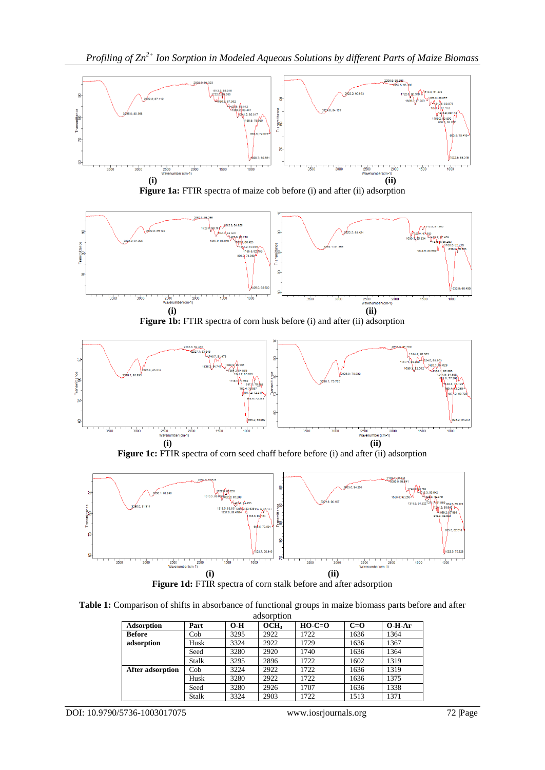(i) (ii)

**Figure 1a:** FTIR spectra of maize cob before (i) and after (ii) adsorption

(i) (ii)

**Figure 1b:** FTIR spectra of corn husk before (i) and after (ii) adsorption

(i) (ii)

**Figure 1c:** FTIR spectra of corn seed chaff before before (i) and after (ii) adsorption

(i) (ii)

**Figure 1d:** FTIR spectra of corn stalk before and after adsorption

**Table 1:** Comparison of shifts in absorbance of functional groups in maize biomass parts before and after adsorption

| Adsorption | Part | O-H | $OCH_3$ | HO-C=O | C=O | O-H-Ar |
|---|---|---|---|---|---|---|
| **Before adsorption** | Cob | 3295 | 2922 | 1722 | 1636 | 1364 |
| | Husk | 3324 | 2922 | 1729 | 1636 | 1367 |
| | Seed | 3280 | 2920 | 1740 | 1636 | 1364 |
| | Stalk | 3295 | 2896 | 1722 | 1602 | 1319 |
| **After adsorption** | Cob | 3224 | 2922 | 1722 | 1636 | 1319 |
| | Husk | 3280 | 2922 | 1722 | 1636 | 1375 |
| | Seed | 3280 | 2926 | 1707 | 1636 | 1338 |
| | Stalk | 3324 | 2903 | 1722 | 1513 | 1371 |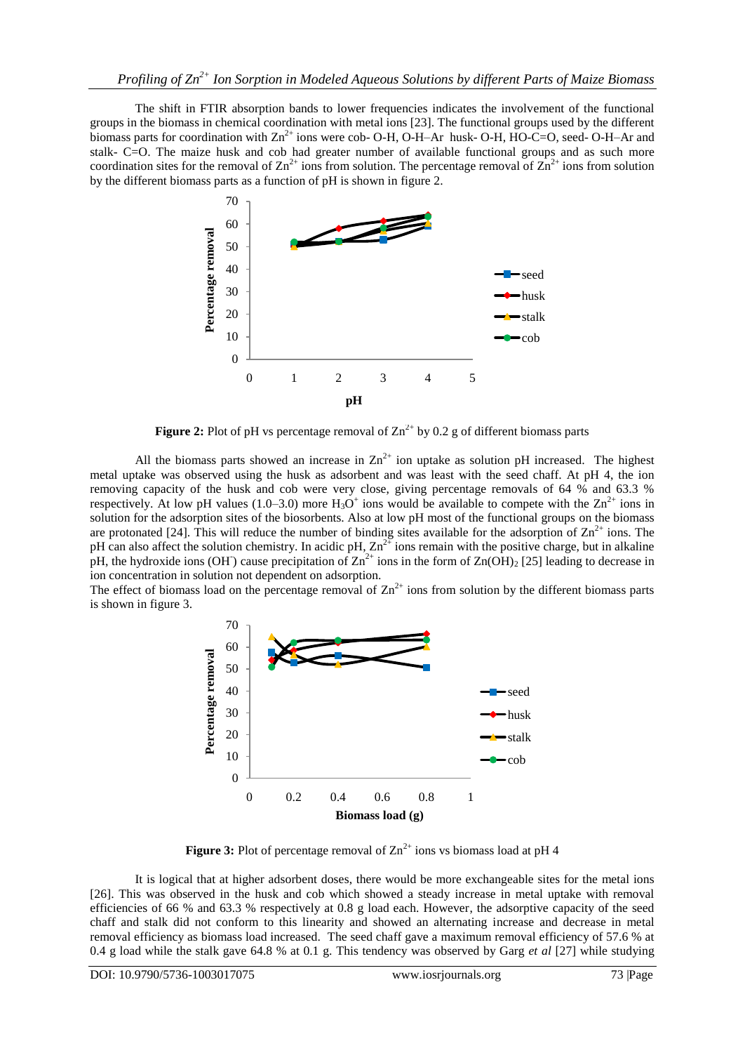The shift in FTIR absorption bands to lower frequencies indicates the involvement of the functional groups in the biomass in chemical coordination with metal ions [23]. The functional groups used by the different biomass parts for coordination with $Zn^{2+}$ ions were cob- O-H, O-H–Ar husk- O-H, HO-C=O, seed- O-H–Ar and stalk- C=O. The maize husk and cob had greater number of available functional groups and as such more coordination sites for the removal of $Zn^{2+}$ ions from solution. The percentage removal of $Zn^{2+}$ ions from solution by the different biomass parts as a function of pH is shown in figure 2.

**Figure 2:** Plot of pH vs percentage removal of $Zn^{2+}$ by 0.2 g of different biomass parts

All the biomass parts showed an increase in $Zn^{2+}$ ion uptake as solution pH increased. The highest metal uptake was observed using the husk as adsorbent and was least with the seed chaff. The ion removing capacity of the husk and cob were very close, giving percentage removals of 64 % and 63.3 % respectively. At low pH values (1.0–3.0) more $H_3O^+$ ions would be available to compete with the $Zn^{2+}$ ions in solution for the adsorption sites of the biosorbents. Also at low pH most of the functional groups on the biomass are protonated [24]. This will reduce the number of binding sites available for the adsorption of $Zn^{2+}$ ions. The pH can also affect the solution chemistry. In acidic pH, $Zn^{2+}$ ions remain with the positive charge, but in alkaline pH, the hydroxide ions ($OH^-$) cause precipitation of $Zn^{2+}$ ions in the form of $Zn(OH)_2$ [25] leading to decrease in ion concentration in solution not dependent on adsorption.

The effect of biomass load on the percentage removal of $Zn^{2+}$ ions from solution by the different biomass parts is shown in figure 3.

**Figure 3:** Plot of percentage removal of $Zn^{2+}$ ions vs biomass load at pH 4

It is logical that at higher adsorbent doses, there would be more exchangeable sites for the metal ions [26]. This was observed in the husk and cob which showed a steady increase in metal uptake with removal efficiencies of 66 % and 63.3 % respectively at 0.8 g load each. However, the adsorptive capacity of the seed chaff and stalk did not conform to this linearity and showed an alternating increase and decrease in metal removal efficiency as biomass load increased. The seed chaff gave a maximum removal efficiency of 57.6 % at 0.4 g load while the stalk gave 64.8 % at 0.1 g. This tendency was observed by Garg *et al* [27] while studying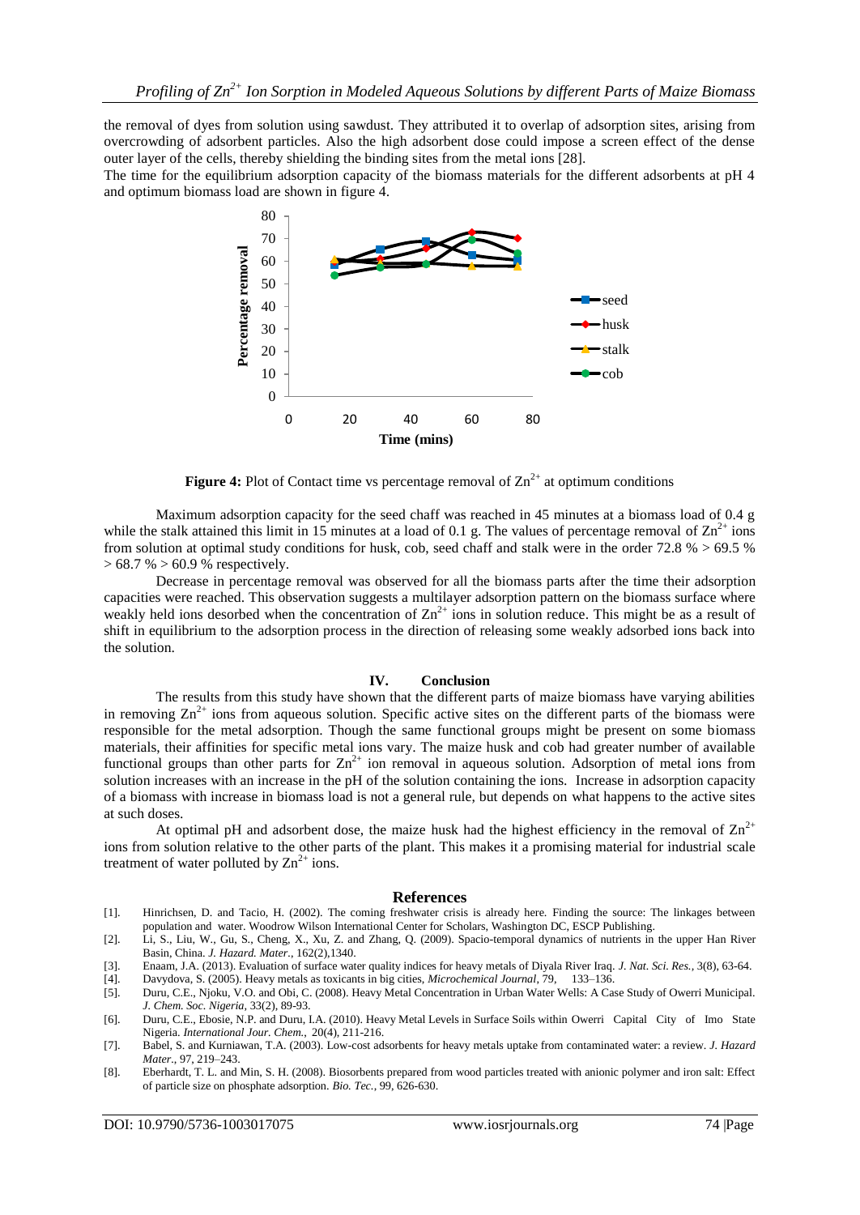the removal of dyes from solution using sawdust. They attributed it to overlap of adsorption sites, arising from overcrowding of adsorbent particles. Also the high adsorbent dose could impose a screen effect of the dense outer layer of the cells, thereby shielding the binding sites from the metal ions [28].

The time for the equilibrium adsorption capacity of the biomass materials for the different adsorbents at pH 4 and optimum biomass load are shown in figure 4.

**Figure 4:** Plot of Contact time vs percentage removal of $Zn^{2+}$ at optimum conditions

Maximum adsorption capacity for the seed chaff was reached in 45 minutes at a biomass load of 0.4 g while the stalk attained this limit in 15 minutes at a load of 0.1 g. The values of percentage removal of $Zn^{2+}$ ions from solution at optimal study conditions for husk, cob, seed chaff and stalk were in the order 72.8 % > 69.5 % > 68.7 % > 60.9 % respectively.

Decrease in percentage removal was observed for all the biomass parts after the time their adsorption capacities were reached. This observation suggests a multilayer adsorption pattern on the biomass surface where weakly held ions desorbed when the concentration of $Zn^{2+}$ ions in solution reduce. This might be as a result of shift in equilibrium to the adsorption process in the direction of releasing some weakly adsorbed ions back into the solution.

## IV. Conclusion

The results from this study have shown that the different parts of maize biomass have varying abilities in removing $Zn^{2+}$ ions from aqueous solution. Specific active sites on the different parts of the biomass were responsible for the metal adsorption. Though the same functional groups might be present on some biomass materials, their affinities for specific metal ions vary. The maize husk and cob had greater number of available functional groups than other parts for $Zn^{2+}$ ion removal in aqueous solution. Adsorption of metal ions from solution increases with an increase in the pH of the solution containing the ions. Increase in adsorption capacity of a biomass with increase in biomass load is not a general rule, but depends on what happens to the active sites at such doses.

At optimal pH and adsorbent dose, the maize husk had the highest efficiency in the removal of $Zn^{2+}$ ions from solution relative to the other parts of the plant. This makes it a promising material for industrial scale treatment of water polluted by $Zn^{2+}$ ions.

## References

[1]. Hinrichsen, D. and Tacio, H. (2002). The coming freshwater crisis is already here. Finding the source: The linkages between population and water. Woodrow Wilson International Center for Scholars, Washington DC, ESCP Publishing.

[2]. Li, S., Liu, W., Gu, S., Cheng, X., Xu, Z. and Zhang, Q. (2009). Spacio-temporal dynamics of nutrients in the upper Han River Basin, China. *J. Hazard. Mater.*, 162(2),1340.

[3]. Enaam, J.A. (2013). Evaluation of surface water quality indices for heavy metals of Diyala River Iraq. *J. Nat. Sci. Res.*, 3(8), 63-64.

[4]. Davydova, S. (2005). Heavy metals as toxicants in big cities, *Microchemical Journal*, 79, 133–136.

[5]. Duru, C.E., Njoku, V.O. and Obi, C. (2008). Heavy Metal Concentration in Urban Water Wells: A Case Study of Owerri Municipal. *J. Chem. Soc. Nigeria*, 33(2), 89-93.

[6]. Duru, C.E., Ebosie, N.P. and Duru, I.A. (2010). Heavy Metal Levels in Surface Soils within Owerri Capital City of Imo State Nigeria. *International Jour. Chem.*, 20(4), 211-216.

[7]. Babel, S. and Kurniawan, T.A. (2003). Low-cost adsorbents for heavy metals uptake from contaminated water: a review. *J. Hazard Mater*., 97, 219–243.

[8]. Eberhardt, T. L. and Min, S. H. (2008). Biosorbents prepared from wood particles treated with anionic polymer and iron salt: Effect of particle size on phosphate adsorption. *Bio. Tec.*, 99, 626-630.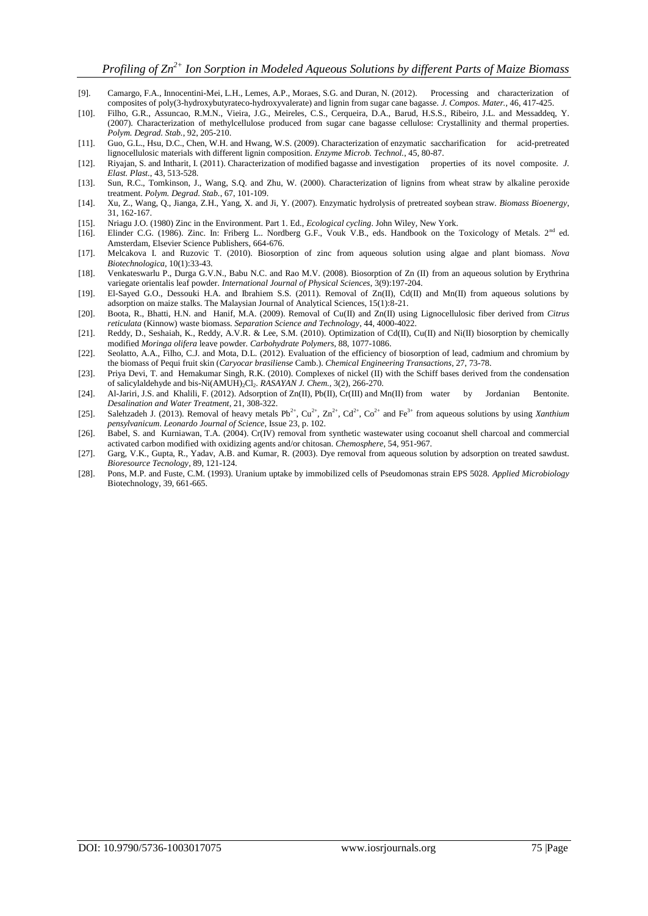[9]. Camargo, F.A., Innocentini-Mei, L.H., Lemes, A.P., Moraes, S.G. and Duran, N. (2012). Processing and characterization of composites of poly(3-hydroxybutyrateco-hydroxyvalerate) and lignin from sugar cane bagasse. *J. Compos. Mater.*, 46, 417-425.

[10]. Filho, G.R., Assuncao, R.M.N., Vieira, J.G., Meireles, C.S., Cerqueira, D.A., Barud, H.S.S., Ribeiro, J.L. and Messaddeq, Y. (2007). Characterization of methylcellulose produced from sugar cane bagasse cellulose: Crystallinity and thermal properties. *Polym. Degrad. Stab.*, 92, 205-210.

[11]. Guo, G.L., Hsu, D.C., Chen, W.H. and Hwang, W.S. (2009). Characterization of enzymatic saccharification for acid-pretreated lignocellulosic materials with different lignin composition. *Enzyme Microb. Technol.*, 45, 80-87.

[12]. Riyajan, S. and Intharit, I. (2011). Characterization of modified bagasse and investigation properties of its novel composite. *J. Elast. Plast.*, 43, 513-528.

[13]. Sun, R.C., Tomkinson, J., Wang, S.Q. and Zhu, W. (2000). Characterization of lignins from wheat straw by alkaline peroxide treatment. *Polym. Degrad. Stab.*, 67, 101-109.

[14]. Xu, Z., Wang, Q., Jianga, Z.H., Yang, X. and Ji, Y. (2007). Enzymatic hydrolysis of pretreated soybean straw. *Biomass Bioenergy*, 31, 162-167.

[15]. Nriagu J.O. (1980) Zinc in the Environment. Part 1. Ed., *Ecological cycling*. John Wiley, New York.

[16]. Elinder C.G. (1986). Zinc. In: Friberg L.. Nordberg G.F., Vouk V.B., eds. Handbook on the Toxicology of Metals. 2nd ed. Amsterdam, Elsevier Science Publishers, 664-676.

[17]. Melcakova I. and Ruzovic T. (2010). Biosorption of zinc from aqueous solution using algae and plant biomass. *Nova Biotechnologica*, 10(1):33-43.

[18]. Venkateswarlu P., Durga G.V.N., Babu N.C. and Rao M.V. (2008). Biosorption of Zn (II) from an aqueous solution by Erythrina variegate orientalis leaf powder. *International Journal of Physical Sciences*, 3(9):197-204.

[19]. El-Sayed G.O., Dessouki H.A. and Ibrahiem S.S. (2011). Removal of Zn(II), Cd(II) and Mn(II) from aqueous solutions by adsorption on maize stalks. The Malaysian Journal of Analytical Sciences, 15(1):8-21.

[20]. Boota, R., Bhatti, H.N. and Hanif, M.A. (2009). Removal of Cu(II) and Zn(II) using Lignocellulosic fiber derived from *Citrus reticulata* (Kinnow) waste biomass. *Separation Science and Technology*, 44, 4000-4022.

[21]. Reddy, D., Seshaiah, K., Reddy, A.V.R. & Lee, S.M. (2010). Optimization of Cd(II), Cu(II) and Ni(II) biosorption by chemically modified *Moringa olifera* leave powder. *Carbohydrate Polymers*, 88, 1077-1086.

[22]. Seolatto, A.A., Filho, C.J. and Mota, D.L. (2012). Evaluation of the efficiency of biosorption of lead, cadmium and chromium by the biomass of Pequi fruit skin (*Caryocar brasiliense* Camb.). *Chemical Engineering Transactions*, 27, 73-78.

[23]. Priya Devi, T. and Hemakumar Singh, R.K. (2010). Complexes of nickel (II) with the Schiff bases derived from the condensation of salicylaldehyde and bis-Ni(AMUH)$_2$Cl$_2$. *RASAYAN J. Chem.*, 3(2), 266-270.

[24]. Al-Jariri, J.S. and Khalili, F. (2012). Adsorption of Zn(II), Pb(II), Cr(III) and Mn(II) from water by Jordanian Bentonite. *Desalination and Water Treatment*, 21, 308-322.

[25]. Salehzadeh J. (2013). Removal of heavy metals $Pb^{2+}$, $Cu^{2+}$, $Zn^{2+}$, $Cd^{2+}$, $Co^{2+}$ and $Fe^{3+}$ from aqueous solutions by using *Xanthium pensylvanicum*. *Leonardo Journal of Science*, Issue 23, p. 102.

[26]. Babel, S. and Kurniawan, T.A. (2004). Cr(IV) removal from synthetic wastewater using cocoanut shell charcoal and commercial activated carbon modified with oxidizing agents and/or chitosan. *Chemosphere*, 54, 951-967.

[27]. Garg, V.K., Gupta, R., Yadav, A.B. and Kumar, R. (2003). Dye removal from aqueous solution by adsorption on treated sawdust. *Bioresource Tecnology*, 89, 121-124.

[28]. Pons, M.P. and Fuste, C.M. (1993). Uranium uptake by immobilized cells of Pseudomonas strain EPS 5028. *Applied Microbiology* Biotechnology, 39, 661-665.